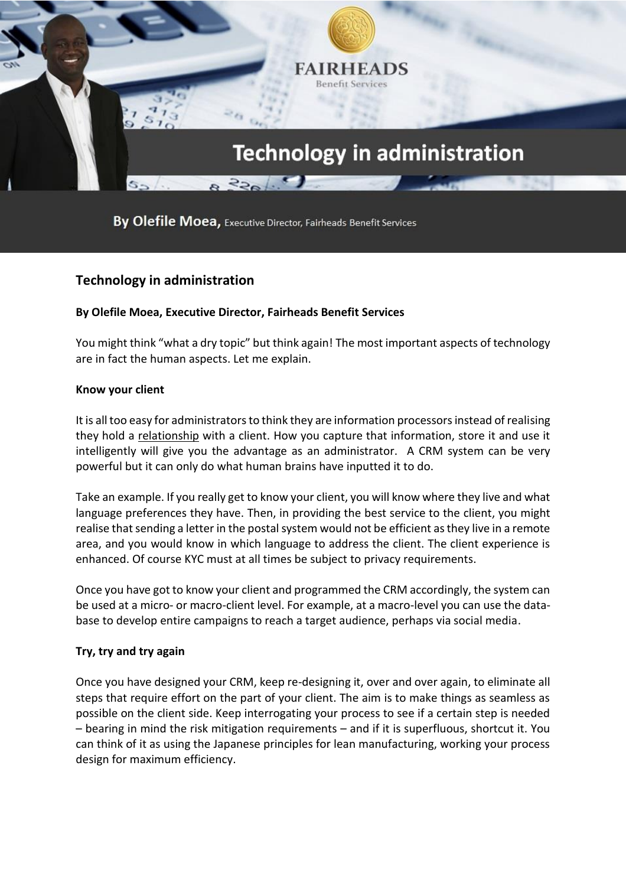# Technology in administration

**By Olefile Moea, Executive Director, Fairheads Benefit Services**

You might think "what a dry topic" but think again! The most important aspects of technology are in fact the human aspects. Let me explain.

**Know your client**

It is all too easy for administrators to think they are information processors instead of realising they hold a relationship with a client. How you capture that information, store it and use it intelligently will give you the advantage as an administrator. A CRM system can be very powerful but it can only do what human brains have inputted it to do.

Take an example. If you really get to know your client, you will know where they live and what language preferences they have. Then, in providing the best service to the client, you might realise that sending a letter in the postal system would not be efficient as they live in a remote area, and you would know in which language to address the client. The client experience is enhanced. Of course KYC must at all times be subject to privacy requirements.

Once you have got to know your client and programmed the CRM accordingly, the system can be used at a micro- or macro-client level. For example, at a macro-level you can use the data-base to develop entire campaigns to reach a target audience, perhaps via social media.

**Try, try and try again**

Once you have designed your CRM, keep re-designing it, over and over again, to eliminate all steps that require effort on the part of your client. The aim is to make things as seamless as possible on the client side. Keep interrogating your process to see if a certain step is needed – bearing in mind the risk mitigation requirements – and if it is superfluous, shortcut it. You can think of it as using the Japanese principles for lean manufacturing, working your process design for maximum efficiency.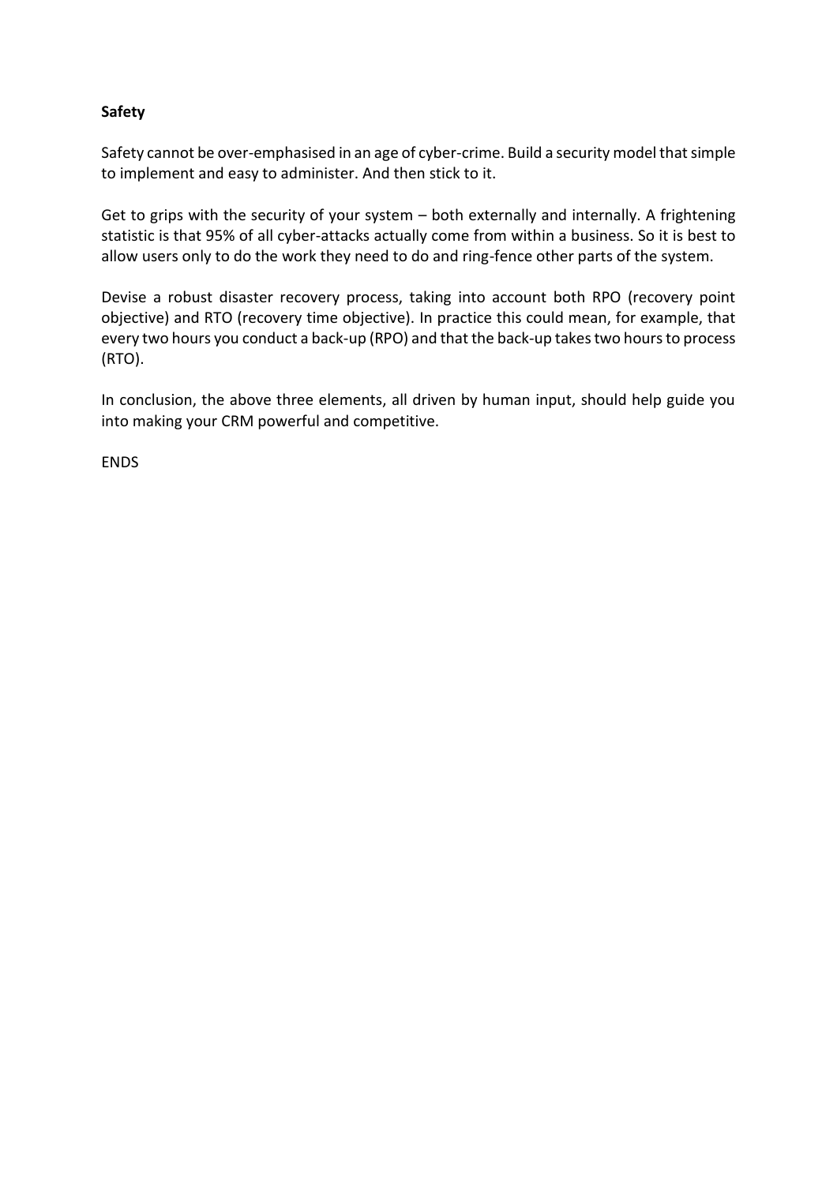**Safety**

Safety cannot be over-emphasised in an age of cyber-crime. Build a security model that simple to implement and easy to administer. And then stick to it.

Get to grips with the security of your system – both externally and internally. A frightening statistic is that 95% of all cyber-attacks actually come from within a business. So it is best to allow users only to do the work they need to do and ring-fence other parts of the system.

Devise a robust disaster recovery process, taking into account both RPO (recovery point objective) and RTO (recovery time objective). In practice this could mean, for example, that every two hours you conduct a back-up (RPO) and that the back-up takes two hours to process (RTO).

In conclusion, the above three elements, all driven by human input, should help guide you into making your CRM powerful and competitive.

ENDS